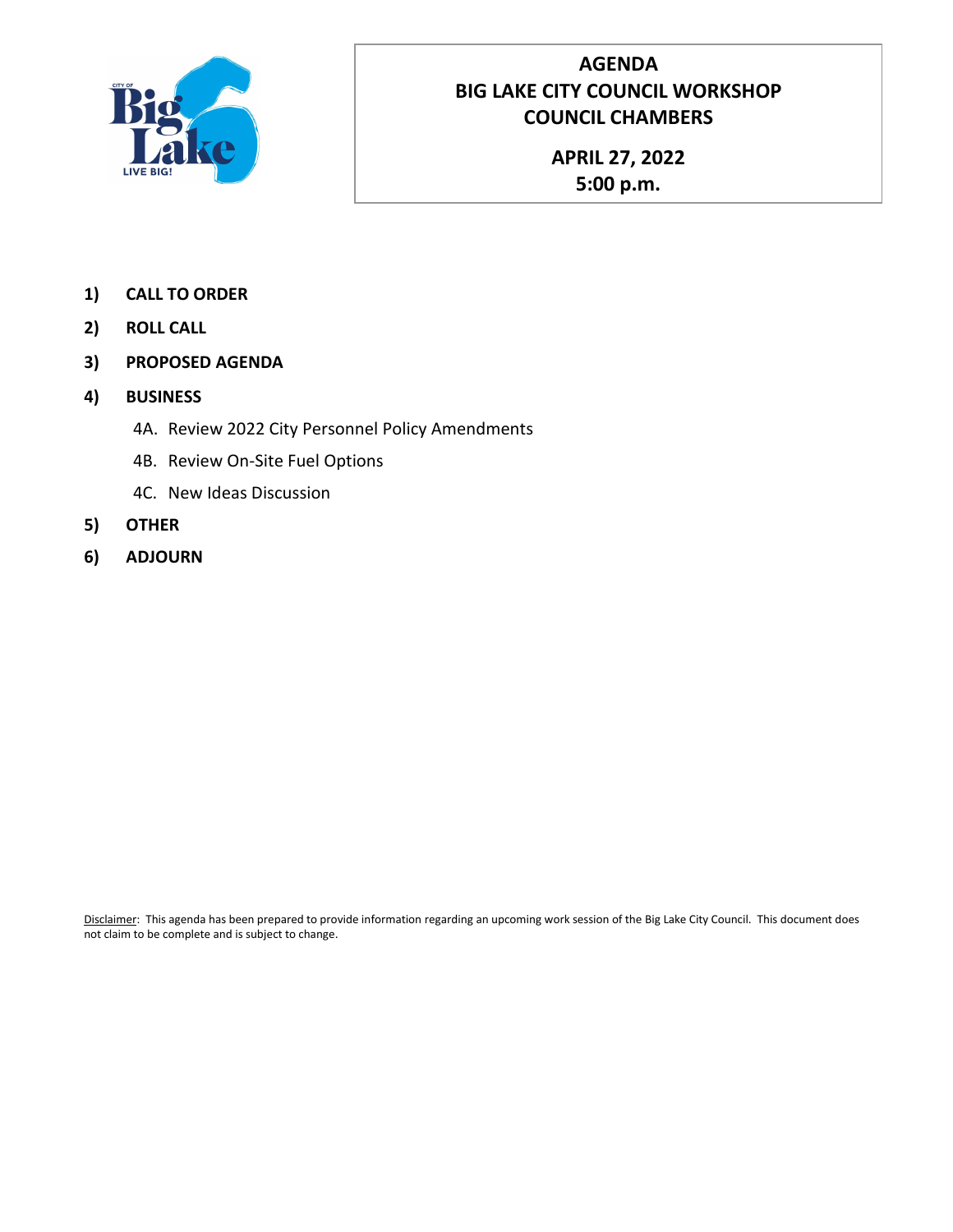# AGENDA
# BIG LAKE CITY COUNCIL WORKSHOP
# COUNCIL CHAMBERS

## APRIL 27, 2022
## 5:00 p.m.

1) **CALL TO ORDER**
2) **ROLL CALL**
3) **PROPOSED AGENDA**
4) **BUSINESS**
   - 4A. Review 2022 City Personnel Policy Amendments
   - 4B. Review On-Site Fuel Options
   - 4C. New Ideas Discussion
5) **OTHER**
6) **ADJOURN**

Disclaimer: This agenda has been prepared to provide information regarding an upcoming work session of the Big Lake City Council. This document does not claim to be complete and is subject to change.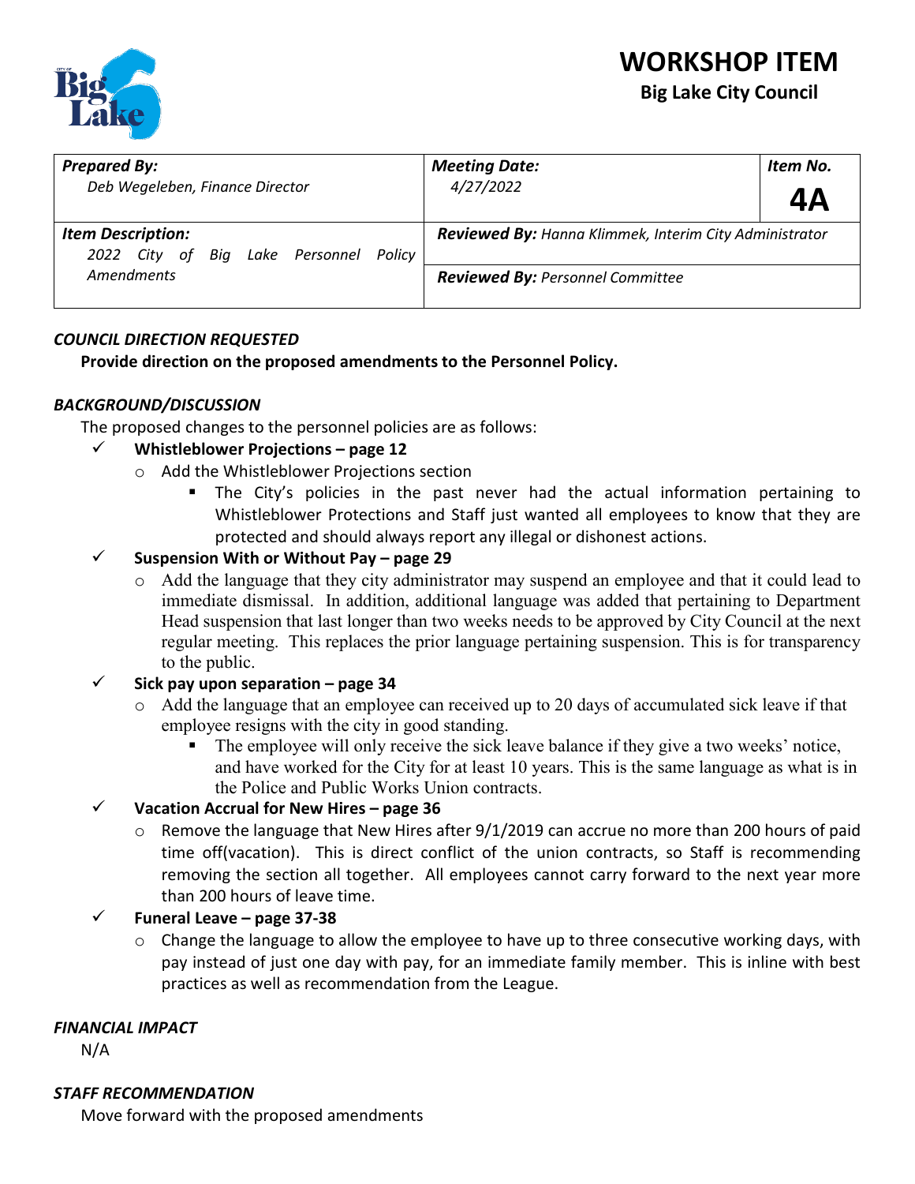# WORKSHOP ITEM

**Big Lake City Council**

| *Prepared By:* Deb Wegeleben, Finance Director | *Meeting Date:* 4/27/2022 | *Item No.* **4A** |
|---|---|---|
| *Item Description:* 2022 City of Big Lake Personnel Policy Amendments | ***Reviewed By:*** *Hanna Klimmek, Interim City Administrator* | |
| | ***Reviewed By:*** *Personnel Committee* | |

### *COUNCIL DIRECTION REQUESTED*

**Provide direction on the proposed amendments to the Personnel Policy.**

### *BACKGROUND/DISCUSSION*

The proposed changes to the personnel policies are as follows:

- ✓ **Whistleblower Projections – page 12**
  - Add the Whistleblower Projections section
    - The City's policies in the past never had the actual information pertaining to Whistleblower Protections and Staff just wanted all employees to know that they are protected and should always report any illegal or dishonest actions.
- ✓ **Suspension With or Without Pay – page 29**
  - Add the language that they city administrator may suspend an employee and that it could lead to immediate dismissal. In addition, additional language was added that pertaining to Department Head suspension that last longer than two weeks needs to be approved by City Council at the next regular meeting. This replaces the prior language pertaining suspension. This is for transparency to the public.
- ✓ **Sick pay upon separation – page 34**
  - Add the language that an employee can received up to 20 days of accumulated sick leave if that employee resigns with the city in good standing.
    - The employee will only receive the sick leave balance if they give a two weeks' notice, and have worked for the City for at least 10 years. This is the same language as what is in the Police and Public Works Union contracts.
- ✓ **Vacation Accrual for New Hires – page 36**
  - Remove the language that New Hires after 9/1/2019 can accrue no more than 200 hours of paid time off(vacation). This is direct conflict of the union contracts, so Staff is recommending removing the section all together. All employees cannot carry forward to the next year more than 200 hours of leave time.
- ✓ **Funeral Leave – page 37-38**
  - Change the language to allow the employee to have up to three consecutive working days, with pay instead of just one day with pay, for an immediate family member. This is inline with best practices as well as recommendation from the League.

### *FINANCIAL IMPACT*

N/A

### *STAFF RECOMMENDATION*

Move forward with the proposed amendments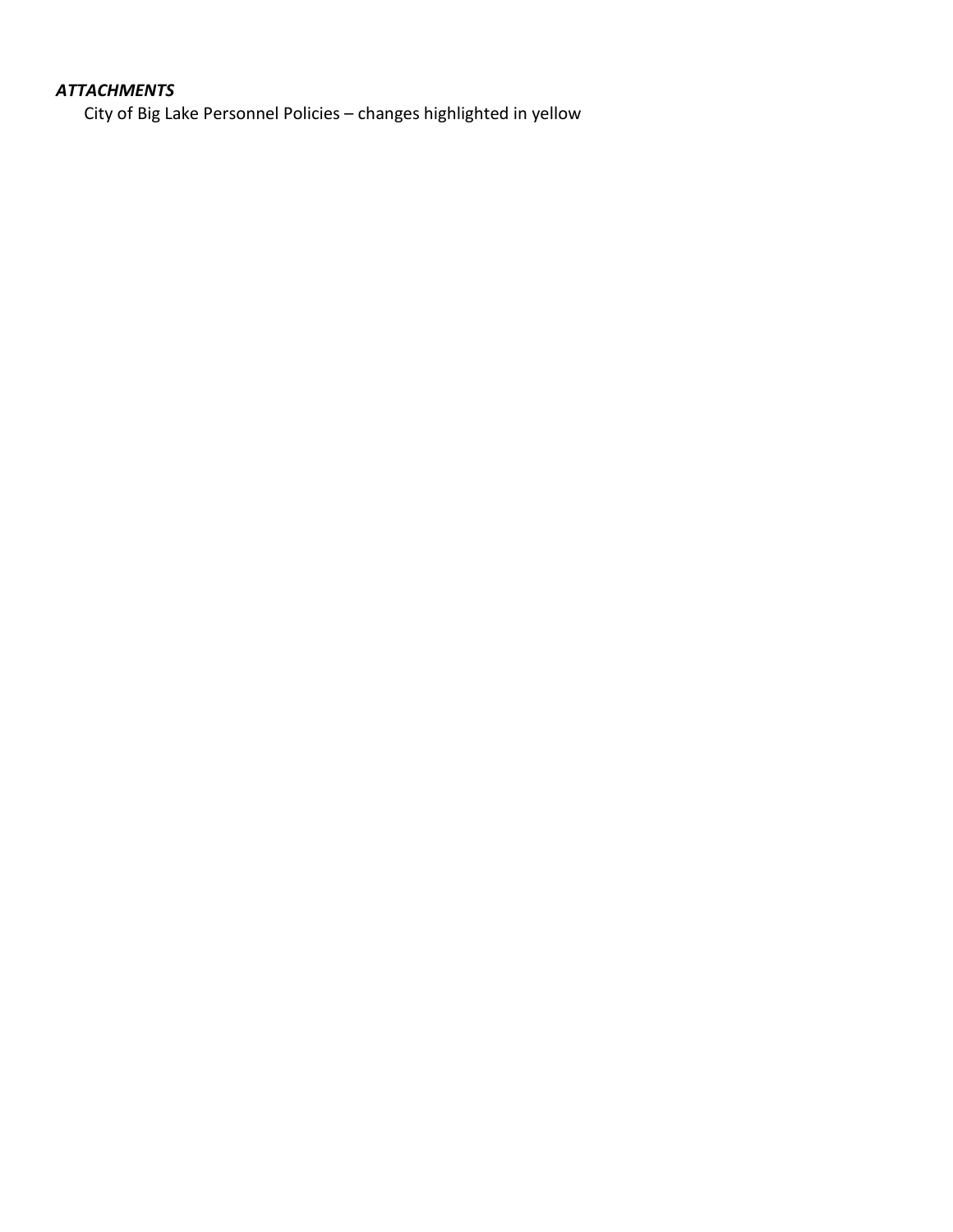***ATTACHMENTS***

City of Big Lake Personnel Policies – changes highlighted in yellow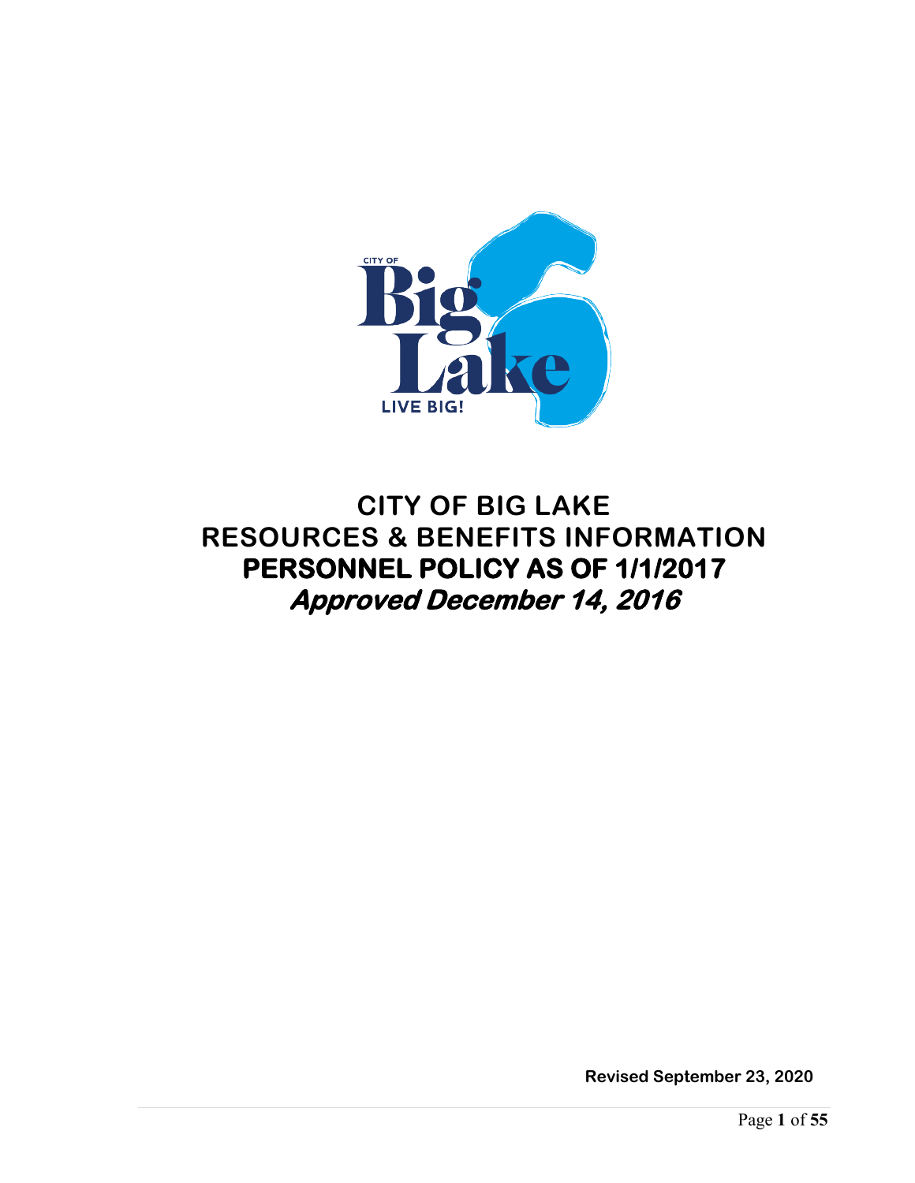# CITY OF BIG LAKE
# RESOURCES & BENEFITS INFORMATION
# PERSONNEL POLICY AS OF 1/1/2017
## *Approved December 14, 2016*

**Revised September 23, 2020**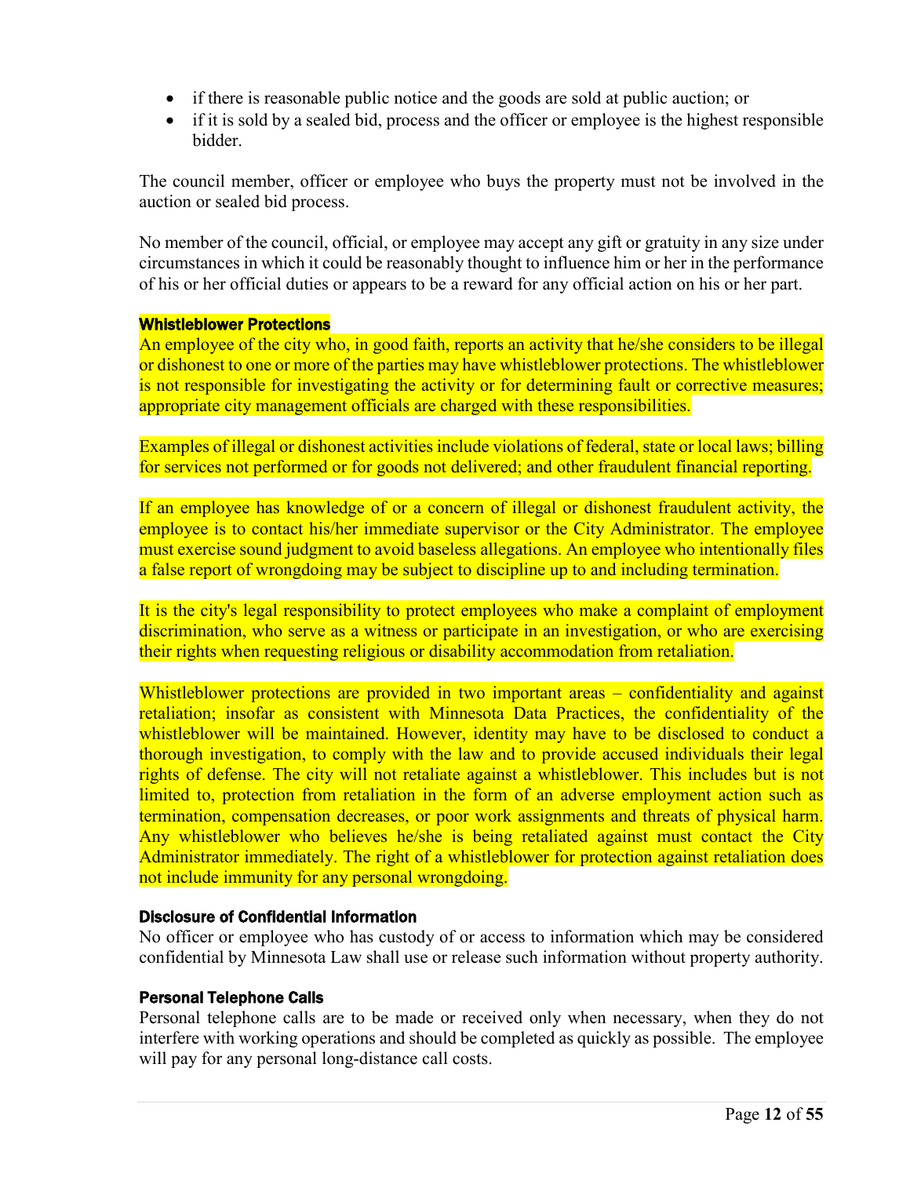- if there is reasonable public notice and the goods are sold at public auction; or
- if it is sold by a sealed bid, process and the officer or employee is the highest responsible bidder.

The council member, officer or employee who buys the property must not be involved in the auction or sealed bid process.

No member of the council, official, or employee may accept any gift or gratuity in any size under circumstances in which it could be reasonably thought to influence him or her in the performance of his or her official duties or appears to be a reward for any official action on his or her part.

**Whistleblower Protections**

An employee of the city who, in good faith, reports an activity that he/she considers to be illegal or dishonest to one or more of the parties may have whistleblower protections. The whistleblower is not responsible for investigating the activity or for determining fault or corrective measures; appropriate city management officials are charged with these responsibilities.

Examples of illegal or dishonest activities include violations of federal, state or local laws; billing for services not performed or for goods not delivered; and other fraudulent financial reporting.

If an employee has knowledge of or a concern of illegal or dishonest fraudulent activity, the employee is to contact his/her immediate supervisor or the City Administrator. The employee must exercise sound judgment to avoid baseless allegations. An employee who intentionally files a false report of wrongdoing may be subject to discipline up to and including termination.

It is the city's legal responsibility to protect employees who make a complaint of employment discrimination, who serve as a witness or participate in an investigation, or who are exercising their rights when requesting religious or disability accommodation from retaliation.

Whistleblower protections are provided in two important areas – confidentiality and against retaliation; insofar as consistent with Minnesota Data Practices, the confidentiality of the whistleblower will be maintained. However, identity may have to be disclosed to conduct a thorough investigation, to comply with the law and to provide accused individuals their legal rights of defense. The city will not retaliate against a whistleblower. This includes but is not limited to, protection from retaliation in the form of an adverse employment action such as termination, compensation decreases, or poor work assignments and threats of physical harm. Any whistleblower who believes he/she is being retaliated against must contact the City Administrator immediately. The right of a whistleblower for protection against retaliation does not include immunity for any personal wrongdoing.

**Disclosure of Confidential Information**

No officer or employee who has custody of or access to information which may be considered confidential by Minnesota Law shall use or release such information without property authority.

**Personal Telephone Calls**

Personal telephone calls are to be made or received only when necessary, when they do not interfere with working operations and should be completed as quickly as possible. The employee will pay for any personal long-distance call costs.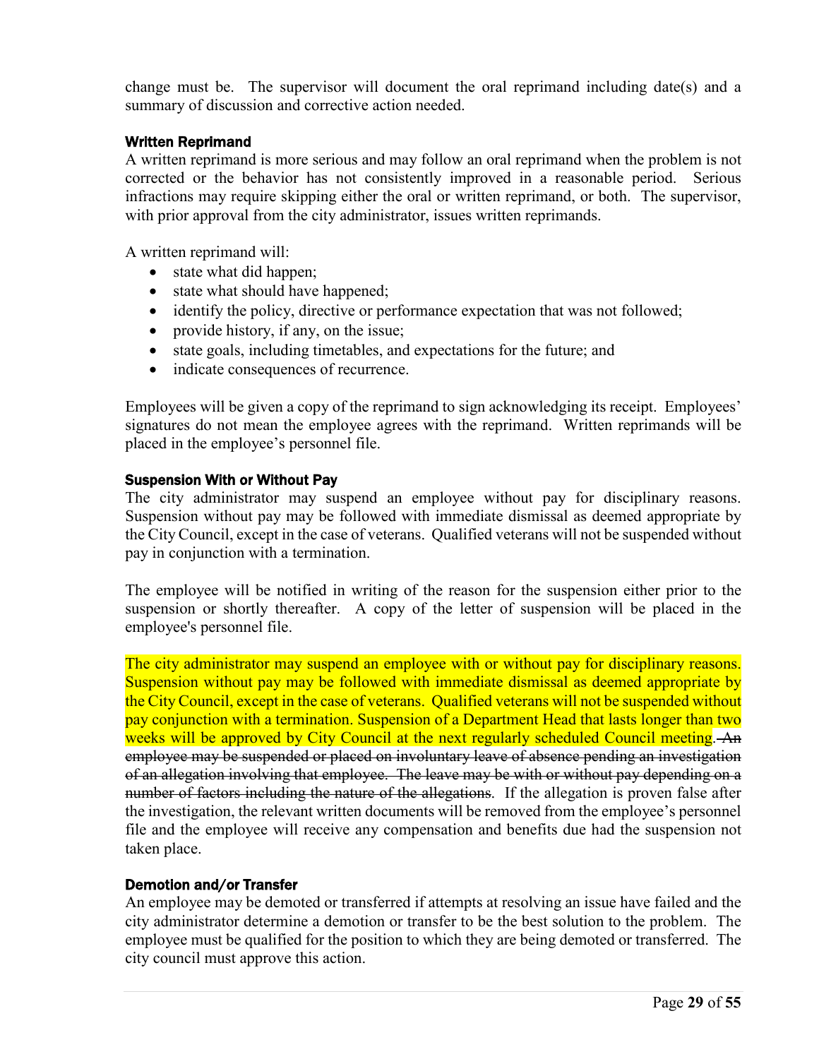change must be. The supervisor will document the oral reprimand including date(s) and a summary of discussion and corrective action needed.

#### Written Reprimand

A written reprimand is more serious and may follow an oral reprimand when the problem is not corrected or the behavior has not consistently improved in a reasonable period. Serious infractions may require skipping either the oral or written reprimand, or both. The supervisor, with prior approval from the city administrator, issues written reprimands.

A written reprimand will:

- state what did happen;
- state what should have happened;
- identify the policy, directive or performance expectation that was not followed;
- provide history, if any, on the issue;
- state goals, including timetables, and expectations for the future; and
- indicate consequences of recurrence.

Employees will be given a copy of the reprimand to sign acknowledging its receipt. Employees' signatures do not mean the employee agrees with the reprimand. Written reprimands will be placed in the employee's personnel file.

#### Suspension With or Without Pay

The city administrator may suspend an employee without pay for disciplinary reasons. Suspension without pay may be followed with immediate dismissal as deemed appropriate by the City Council, except in the case of veterans. Qualified veterans will not be suspended without pay in conjunction with a termination.

The employee will be notified in writing of the reason for the suspension either prior to the suspension or shortly thereafter. A copy of the letter of suspension will be placed in the employee's personnel file.

The city administrator may suspend an employee with or without pay for disciplinary reasons. Suspension without pay may be followed with immediate dismissal as deemed appropriate by the City Council, except in the case of veterans. Qualified veterans will not be suspended without pay conjunction with a termination. Suspension of a Department Head that lasts longer than two weeks will be approved by City Council at the next regularly scheduled Council meeting. ~~An employee may be suspended or placed on involuntary leave of absence pending an investigation of an allegation involving that employee. The leave may be with or without pay depending on a number of factors including the nature of the allegations.~~ If the allegation is proven false after the investigation, the relevant written documents will be removed from the employee's personnel file and the employee will receive any compensation and benefits due had the suspension not taken place.

#### Demotion and/or Transfer

An employee may be demoted or transferred if attempts at resolving an issue have failed and the city administrator determine a demotion or transfer to be the best solution to the problem. The employee must be qualified for the position to which they are being demoted or transferred. The city council must approve this action.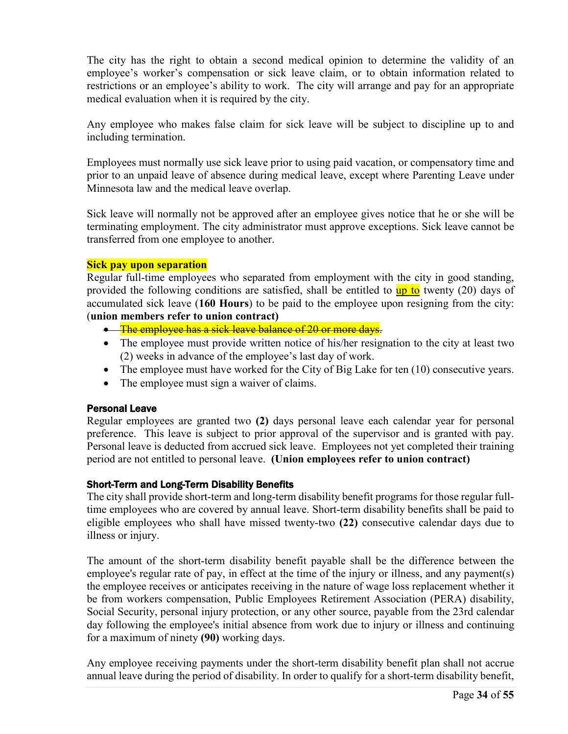The city has the right to obtain a second medical opinion to determine the validity of an employee's worker's compensation or sick leave claim, or to obtain information related to restrictions or an employee's ability to work. The city will arrange and pay for an appropriate medical evaluation when it is required by the city.

Any employee who makes false claim for sick leave will be subject to discipline up to and including termination.

Employees must normally use sick leave prior to using paid vacation, or compensatory time and prior to an unpaid leave of absence during medical leave, except where Parenting Leave under Minnesota law and the medical leave overlap.

Sick leave will normally not be approved after an employee gives notice that he or she will be terminating employment. The city administrator must approve exceptions. Sick leave cannot be transferred from one employee to another.

**Sick pay upon separation**

Regular full-time employees who separated from employment with the city in good standing, provided the following conditions are satisfied, shall be entitled to up to twenty (20) days of accumulated sick leave (**160 Hours**) to be paid to the employee upon resigning from the city: (**union members refer to union contract)**

- ~~The employee has a sick leave balance of 20 or more days.~~
- The employee must provide written notice of his/her resignation to the city at least two (2) weeks in advance of the employee's last day of work.
- The employee must have worked for the City of Big Lake for ten (10) consecutive years.
- The employee must sign a waiver of claims.

### Personal Leave

Regular employees are granted two **(2)** days personal leave each calendar year for personal preference. This leave is subject to prior approval of the supervisor and is granted with pay. Personal leave is deducted from accrued sick leave. Employees not yet completed their training period are not entitled to personal leave. **(Union employees refer to union contract)**

### Short-Term and Long-Term Disability Benefits

The city shall provide short-term and long-term disability benefit programs for those regular full-time employees who are covered by annual leave. Short-term disability benefits shall be paid to eligible employees who shall have missed twenty-two **(22)** consecutive calendar days due to illness or injury.

The amount of the short-term disability benefit payable shall be the difference between the employee's regular rate of pay, in effect at the time of the injury or illness, and any payment(s) the employee receives or anticipates receiving in the nature of wage loss replacement whether it be from workers compensation, Public Employees Retirement Association (PERA) disability, Social Security, personal injury protection, or any other source, payable from the 23rd calendar day following the employee's initial absence from work due to injury or illness and continuing for a maximum of ninety **(90)** working days.

Any employee receiving payments under the short-term disability benefit plan shall not accrue annual leave during the period of disability. In order to qualify for a short-term disability benefit,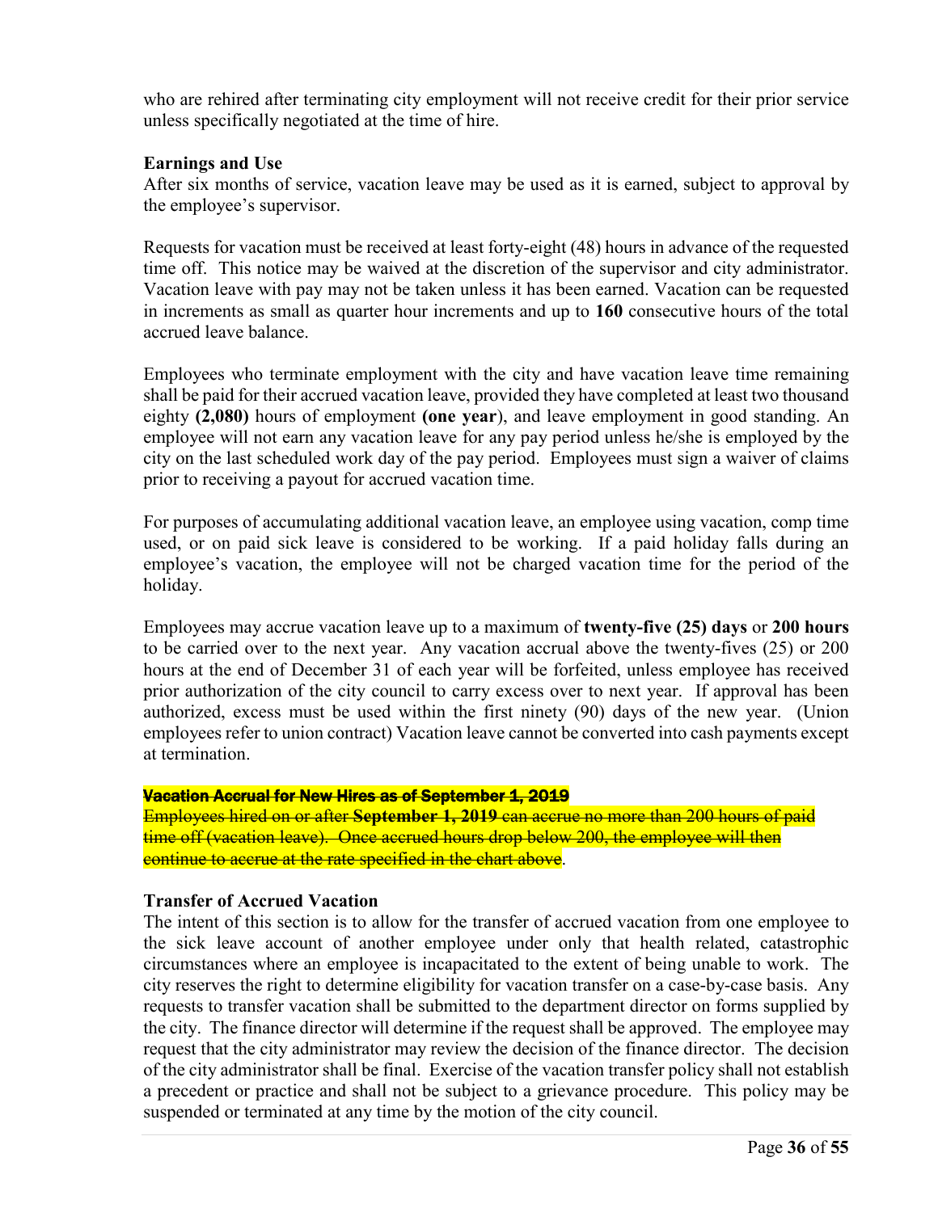who are rehired after terminating city employment will not receive credit for their prior service unless specifically negotiated at the time of hire.

**Earnings and Use**
After six months of service, vacation leave may be used as it is earned, subject to approval by the employee's supervisor.

Requests for vacation must be received at least forty-eight (48) hours in advance of the requested time off. This notice may be waived at the discretion of the supervisor and city administrator. Vacation leave with pay may not be taken unless it has been earned. Vacation can be requested in increments as small as quarter hour increments and up to **160** consecutive hours of the total accrued leave balance.

Employees who terminate employment with the city and have vacation leave time remaining shall be paid for their accrued vacation leave, provided they have completed at least two thousand eighty **(2,080)** hours of employment **(one year**), and leave employment in good standing. An employee will not earn any vacation leave for any pay period unless he/she is employed by the city on the last scheduled work day of the pay period. Employees must sign a waiver of claims prior to receiving a payout for accrued vacation time.

For purposes of accumulating additional vacation leave, an employee using vacation, comp time used, or on paid sick leave is considered to be working. If a paid holiday falls during an employee's vacation, the employee will not be charged vacation time for the period of the holiday.

Employees may accrue vacation leave up to a maximum of **twenty-five (25) days** or **200 hours** to be carried over to the next year. Any vacation accrual above the twenty-fives (25) or 200 hours at the end of December 31 of each year will be forfeited, unless employee has received prior authorization of the city council to carry excess over to next year. If approval has been authorized, excess must be used within the first ninety (90) days of the new year. (Union employees refer to union contract) Vacation leave cannot be converted into cash payments except at termination.

~~**Vacation Accrual for New Hires as of September 1, 2019**~~
~~Employees hired on or after **September 1, 2019** can accrue no more than 200 hours of paid time off (vacation leave). Once accrued hours drop below 200, the employee will then continue to accrue at the rate specified in the chart above~~.

**Transfer of Accrued Vacation**
The intent of this section is to allow for the transfer of accrued vacation from one employee to the sick leave account of another employee under only that health related, catastrophic circumstances where an employee is incapacitated to the extent of being unable to work. The city reserves the right to determine eligibility for vacation transfer on a case-by-case basis. Any requests to transfer vacation shall be submitted to the department director on forms supplied by the city. The finance director will determine if the request shall be approved. The employee may request that the city administrator may review the decision of the finance director. The decision of the city administrator shall be final. Exercise of the vacation transfer policy shall not establish a precedent or practice and shall not be subject to a grievance procedure. This policy may be suspended or terminated at any time by the motion of the city council.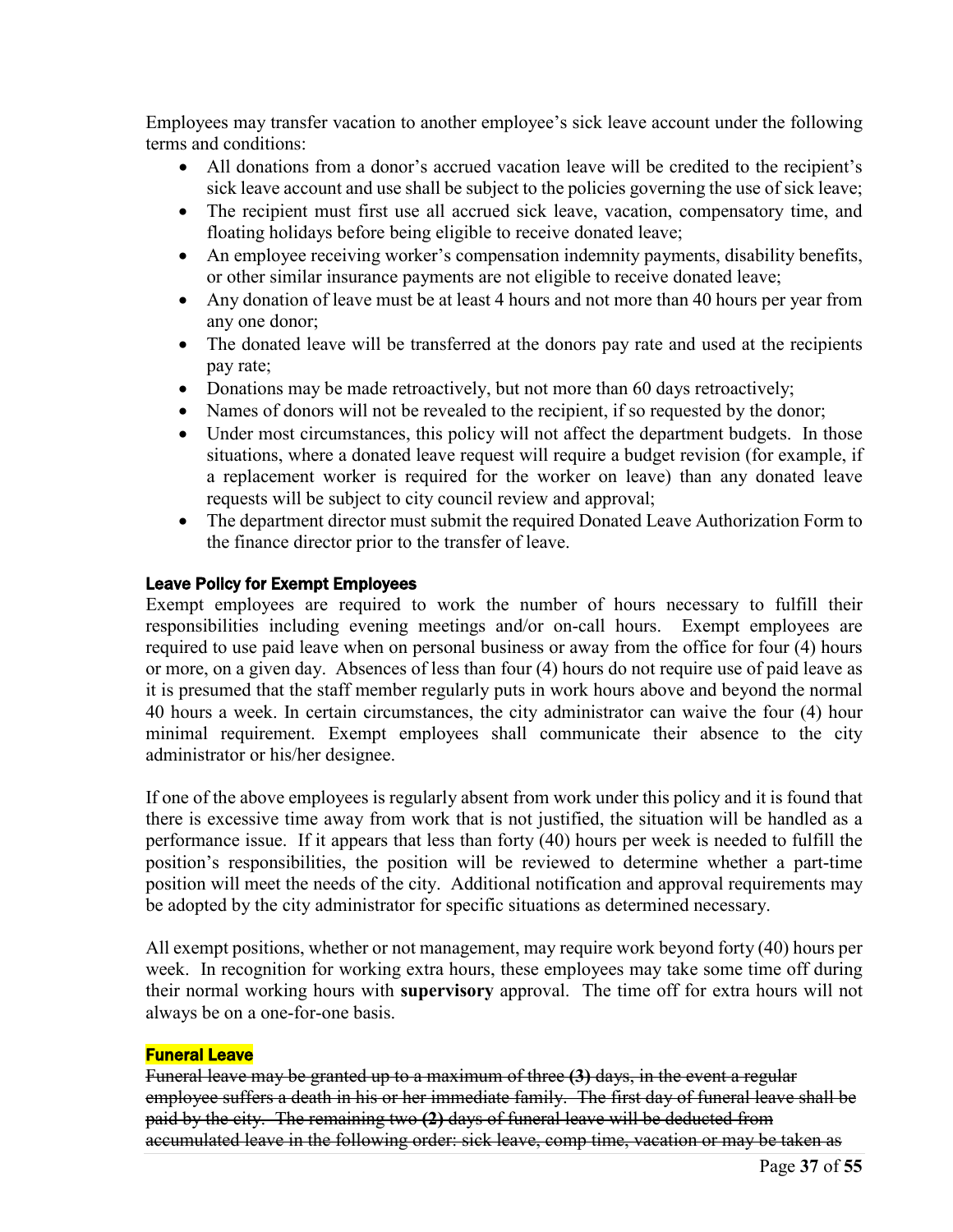Employees may transfer vacation to another employee's sick leave account under the following terms and conditions:

- All donations from a donor's accrued vacation leave will be credited to the recipient's sick leave account and use shall be subject to the policies governing the use of sick leave;
- The recipient must first use all accrued sick leave, vacation, compensatory time, and floating holidays before being eligible to receive donated leave;
- An employee receiving worker's compensation indemnity payments, disability benefits, or other similar insurance payments are not eligible to receive donated leave;
- Any donation of leave must be at least 4 hours and not more than 40 hours per year from any one donor;
- The donated leave will be transferred at the donors pay rate and used at the recipients pay rate;
- Donations may be made retroactively, but not more than 60 days retroactively;
- Names of donors will not be revealed to the recipient, if so requested by the donor;
- Under most circumstances, this policy will not affect the department budgets. In those situations, where a donated leave request will require a budget revision (for example, if a replacement worker is required for the worker on leave) than any donated leave requests will be subject to city council review and approval;
- The department director must submit the required Donated Leave Authorization Form to the finance director prior to the transfer of leave.

### Leave Policy for Exempt Employees

Exempt employees are required to work the number of hours necessary to fulfill their responsibilities including evening meetings and/or on-call hours. Exempt employees are required to use paid leave when on personal business or away from the office for four (4) hours or more, on a given day. Absences of less than four (4) hours do not require use of paid leave as it is presumed that the staff member regularly puts in work hours above and beyond the normal 40 hours a week. In certain circumstances, the city administrator can waive the four (4) hour minimal requirement. Exempt employees shall communicate their absence to the city administrator or his/her designee.

If one of the above employees is regularly absent from work under this policy and it is found that there is excessive time away from work that is not justified, the situation will be handled as a performance issue. If it appears that less than forty (40) hours per week is needed to fulfill the position's responsibilities, the position will be reviewed to determine whether a part-time position will meet the needs of the city. Additional notification and approval requirements may be adopted by the city administrator for specific situations as determined necessary.

All exempt positions, whether or not management, may require work beyond forty (40) hours per week. In recognition for working extra hours, these employees may take some time off during their normal working hours with **supervisory** approval. The time off for extra hours will not always be on a one-for-one basis.

### Funeral Leave

~~Funeral leave may be granted up to a maximum of three **(3)** days, in the event a regular employee suffers a death in his or her immediate family. The first day of funeral leave shall be paid by the city. The remaining two **(2)** days of funeral leave will be deducted from accumulated leave in the following order: sick leave, comp time, vacation or may be taken as~~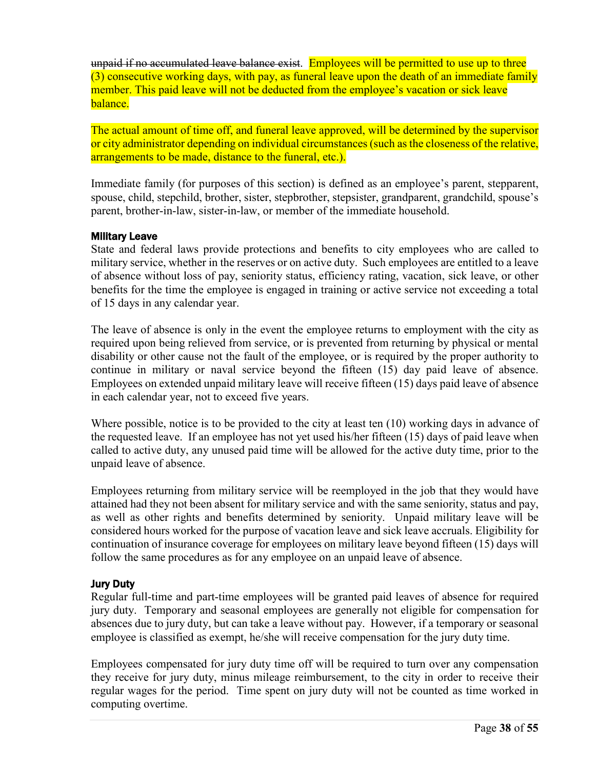~~unpaid if no accumulated leave balance exist~~. Employees will be permitted to use up to three (3) consecutive working days, with pay, as funeral leave upon the death of an immediate family member. This paid leave will not be deducted from the employee's vacation or sick leave balance.

The actual amount of time off, and funeral leave approved, will be determined by the supervisor or city administrator depending on individual circumstances (such as the closeness of the relative, arrangements to be made, distance to the funeral, etc.).

Immediate family (for purposes of this section) is defined as an employee's parent, stepparent, spouse, child, stepchild, brother, sister, stepbrother, stepsister, grandparent, grandchild, spouse's parent, brother-in-law, sister-in-law, or member of the immediate household.

#### Military Leave

State and federal laws provide protections and benefits to city employees who are called to military service, whether in the reserves or on active duty. Such employees are entitled to a leave of absence without loss of pay, seniority status, efficiency rating, vacation, sick leave, or other benefits for the time the employee is engaged in training or active service not exceeding a total of 15 days in any calendar year.

The leave of absence is only in the event the employee returns to employment with the city as required upon being relieved from service, or is prevented from returning by physical or mental disability or other cause not the fault of the employee, or is required by the proper authority to continue in military or naval service beyond the fifteen (15) day paid leave of absence. Employees on extended unpaid military leave will receive fifteen (15) days paid leave of absence in each calendar year, not to exceed five years.

Where possible, notice is to be provided to the city at least ten (10) working days in advance of the requested leave. If an employee has not yet used his/her fifteen (15) days of paid leave when called to active duty, any unused paid time will be allowed for the active duty time, prior to the unpaid leave of absence.

Employees returning from military service will be reemployed in the job that they would have attained had they not been absent for military service and with the same seniority, status and pay, as well as other rights and benefits determined by seniority. Unpaid military leave will be considered hours worked for the purpose of vacation leave and sick leave accruals. Eligibility for continuation of insurance coverage for employees on military leave beyond fifteen (15) days will follow the same procedures as for any employee on an unpaid leave of absence.

#### Jury Duty

Regular full-time and part-time employees will be granted paid leaves of absence for required jury duty. Temporary and seasonal employees are generally not eligible for compensation for absences due to jury duty, but can take a leave without pay. However, if a temporary or seasonal employee is classified as exempt, he/she will receive compensation for the jury duty time.

Employees compensated for jury duty time off will be required to turn over any compensation they receive for jury duty, minus mileage reimbursement, to the city in order to receive their regular wages for the period. Time spent on jury duty will not be counted as time worked in computing overtime.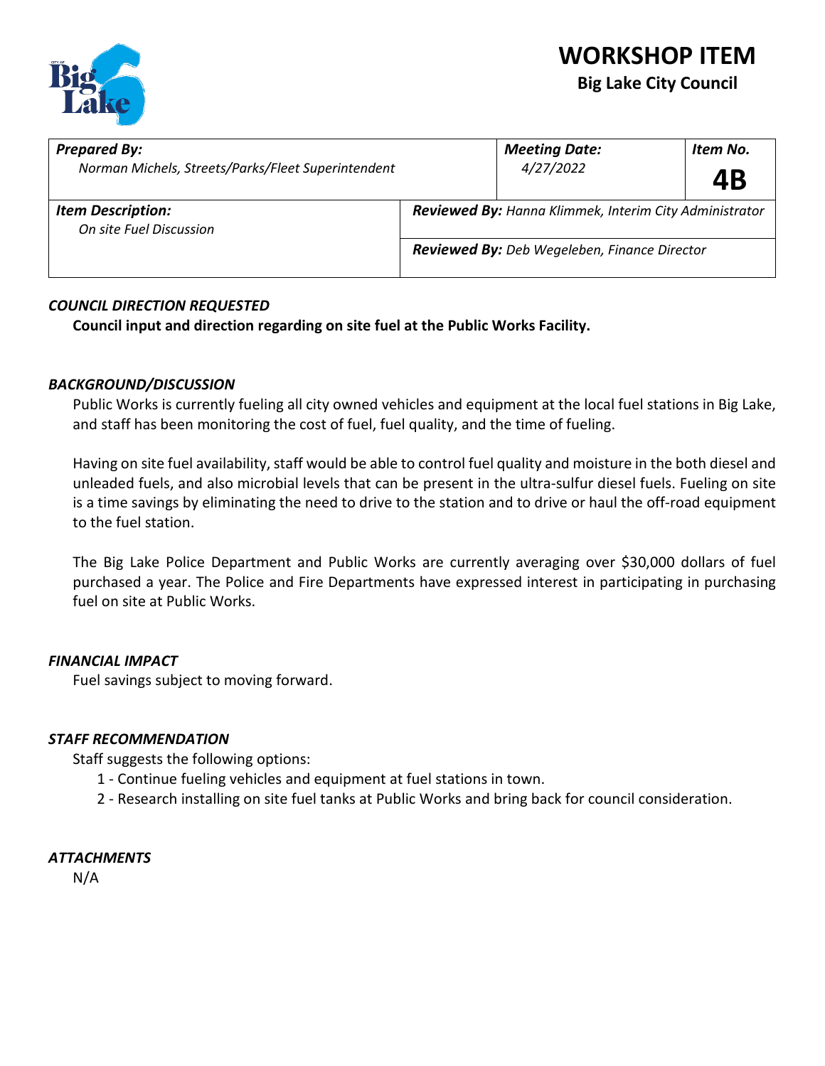# WORKSHOP ITEM

**Big Lake City Council**

| ***Prepared By:*** *Norman Michels, Streets/Parks/Fleet Superintendent* | | ***Meeting Date:*** *4/27/2022* | ***Item No.*** **4B** |
|---|---|---|---|
| ***Item Description:*** *On site Fuel Discussion* | ***Reviewed By:*** *Hanna Klimmek, Interim City Administrator* | | |
| | ***Reviewed By:*** *Deb Wegeleben, Finance Director* | | |

### *COUNCIL DIRECTION REQUESTED*

**Council input and direction regarding on site fuel at the Public Works Facility.**

### *BACKGROUND/DISCUSSION*

Public Works is currently fueling all city owned vehicles and equipment at the local fuel stations in Big Lake, and staff has been monitoring the cost of fuel, fuel quality, and the time of fueling.

Having on site fuel availability, staff would be able to control fuel quality and moisture in the both diesel and unleaded fuels, and also microbial levels that can be present in the ultra-sulfur diesel fuels. Fueling on site is a time savings by eliminating the need to drive to the station and to drive or haul the off-road equipment to the fuel station.

The Big Lake Police Department and Public Works are currently averaging over $30,000 dollars of fuel purchased a year. The Police and Fire Departments have expressed interest in participating in purchasing fuel on site at Public Works.

### *FINANCIAL IMPACT*

Fuel savings subject to moving forward.

### *STAFF RECOMMENDATION*

Staff suggests the following options:

1 - Continue fueling vehicles and equipment at fuel stations in town.
2 - Research installing on site fuel tanks at Public Works and bring back for council consideration.

### *ATTACHMENTS*

N/A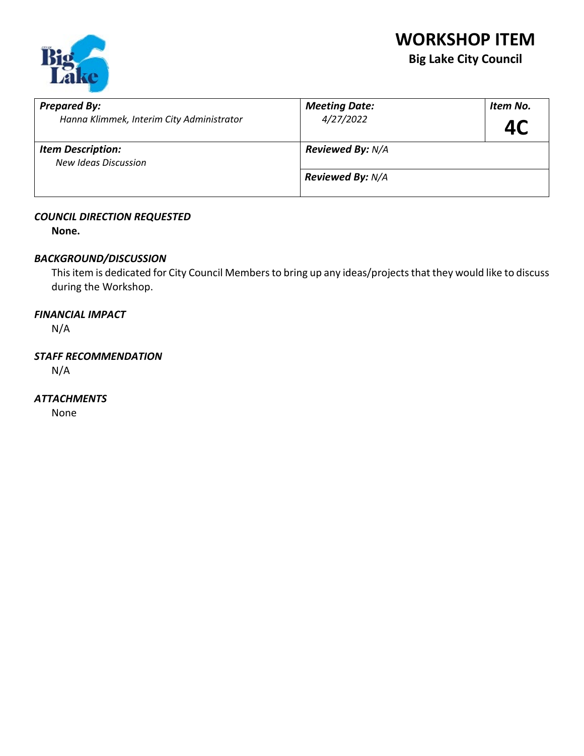# WORKSHOP ITEM

**Big Lake City Council**

| | | |
|---|---|---|
| ***Prepared By:*** *Hanna Klimmek, Interim City Administrator* | ***Meeting Date:*** *4/27/2022* | ***Item No.*** **4C** |
| ***Item Description:*** *New Ideas Discussion* | ***Reviewed By:*** *N/A* | |
| | ***Reviewed By:*** *N/A* | |

### *COUNCIL DIRECTION REQUESTED*

**None.**

### *BACKGROUND/DISCUSSION*

This item is dedicated for City Council Members to bring up any ideas/projects that they would like to discuss during the Workshop.

### *FINANCIAL IMPACT*

N/A

### *STAFF RECOMMENDATION*

N/A

### *ATTACHMENTS*

None